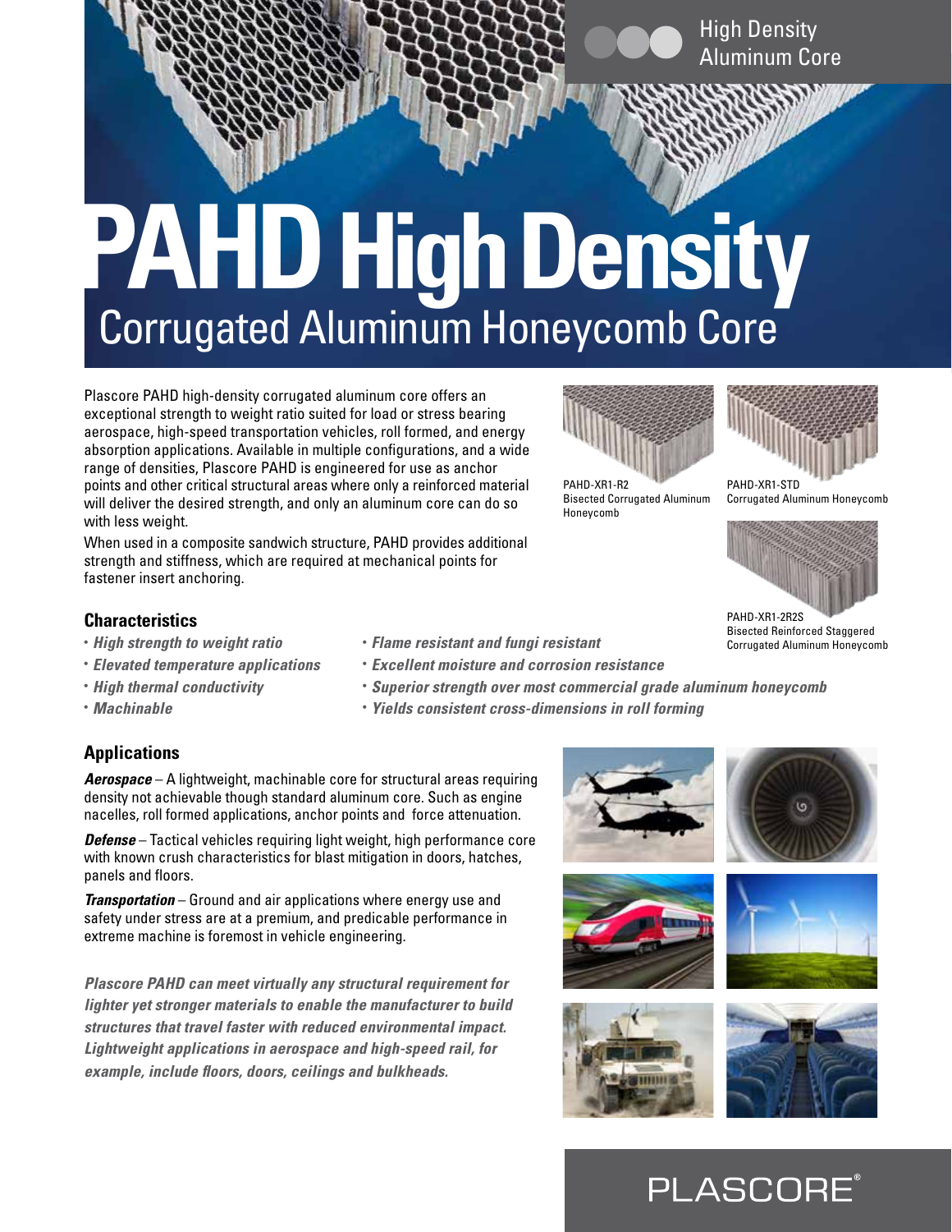High Density Aluminum Core

# PAHD High Density

## Corrugated Aluminum Honeycomb Core

Plascore PAHD high-density corrugated aluminum core offers an exceptional strength to weight ratio suited for load or stress bearing aerospace, high-speed transportation vehicles, roll formed, and energy absorption applications. Available in multiple configurations, and a wide range of densities, Plascore PAHD is engineered for use as anchor points and other critical structural areas where only a reinforced material will deliver the desired strength, and only an aluminum core can do so with less weight.

When used in a composite sandwich structure, PAHD provides additional strength and stiffness, which are required at mechanical points for fastener insert anchoring.

PAHD-XR1-R2
Bisected Corrugated Aluminum Honeycomb

PAHD-XR1-STD
Corrugated Aluminum Honeycomb

PAHD-XR1-2R2S
Bisected Reinforced Staggered Corrugated Aluminum Honeycomb

### Characteristics

- *High strength to weight ratio*
- *Elevated temperature applications*
- *High thermal conductivity*
- *Machinable*
- *Flame resistant and fungi resistant*
- *Excellent moisture and corrosion resistance*
- *Superior strength over most commercial grade aluminum honeycomb*
- *Yields consistent cross-dimensions in roll forming*

### Applications

***Aerospace*** – A lightweight, machinable core for structural areas requiring density not achievable though standard aluminum core. Such as engine nacelles, roll formed applications, anchor points and force attenuation.

***Defense*** – Tactical vehicles requiring light weight, high performance core with known crush characteristics for blast mitigation in doors, hatches, panels and floors.

***Transportation*** – Ground and air applications where energy use and safety under stress are at a premium, and predicable performance in extreme machine is foremost in vehicle engineering.

***Plascore PAHD can meet virtually any structural requirement for lighter yet stronger materials to enable the manufacturer to build structures that travel faster with reduced environmental impact. Lightweight applications in aerospace and high-speed rail, for example, include floors, doors, ceilings and bulkheads.***

PLASCORE®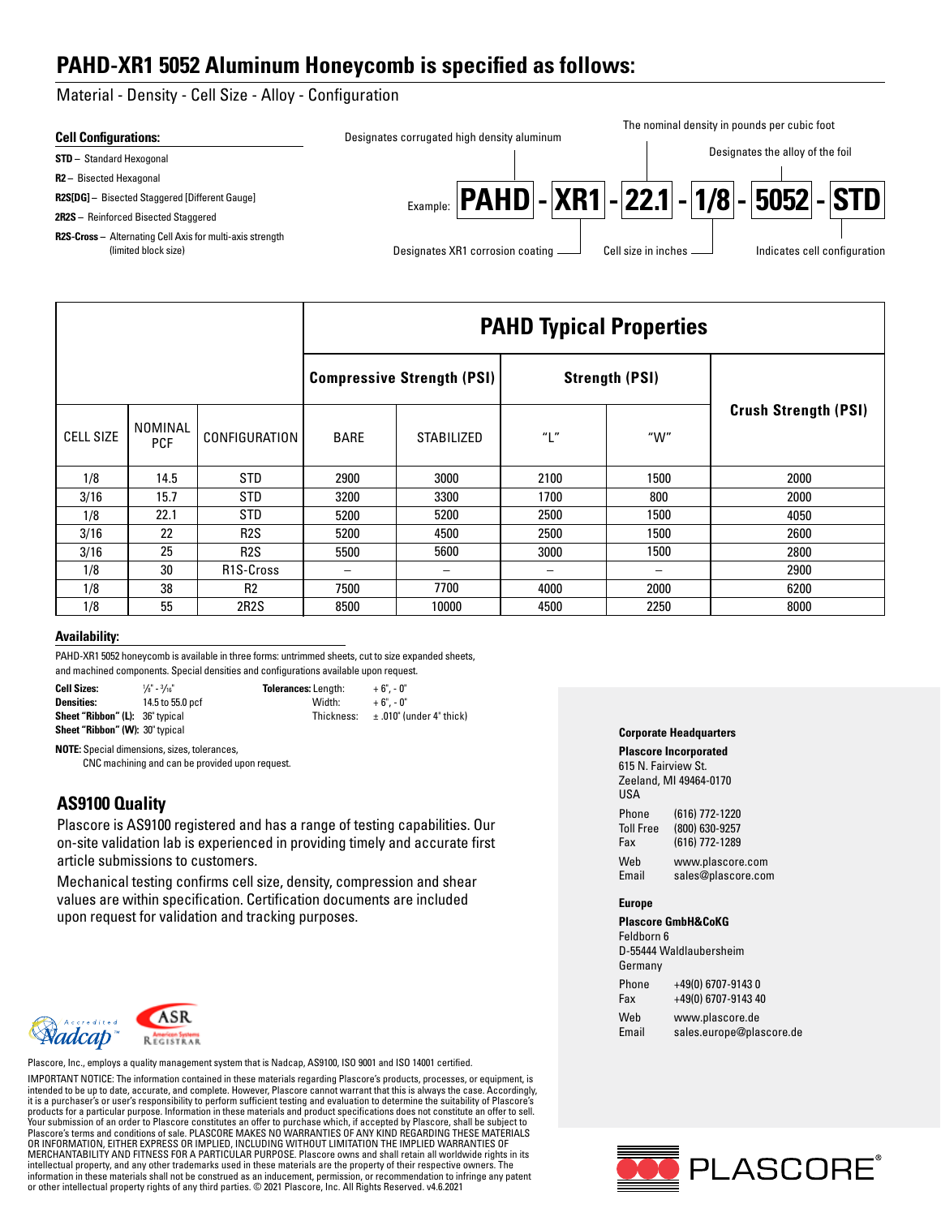# PAHD-XR1 5052 Aluminum Honeycomb is specified as follows:

Material - Density - Cell Size - Alloy - Configuration

**Cell Configurations:**

**STD** – Standard Hexogonal

**R2** – Bisected Hexagonal

**R2S[DG]** – Bisected Staggered [Different Gauge]

**2R2S** – Reinforced Bisected Staggered

**R2S-Cross** – Alternating Cell Axis for multi-axis strength (limited block size)

Example: **PAHD - XR1 - 22.1 - 1/8 - 5052 - STD**

- PAHD: Designates corrugated high density aluminum
- XR1: Designates XR1 corrosion coating
- 22.1: The nominal density in pounds per cubic foot
- 1/8: Cell size in inches
- 5052: Designates the alloy of the foil
- STD: Indicates cell configuration

| | | | PAHD Typical Properties | | | | |
|---|---|---|---|---|---|---|---|
| | | | Compressive Strength (PSI) | | Strength (PSI) | | Crush Strength (PSI) |
| CELL SIZE | NOMINAL PCF | CONFIGURATION | BARE | STABILIZED | "L" | "W" | |
| 1/8 | 14.5 | STD | 2900 | 3000 | 2100 | 1500 | 2000 |
| 3/16 | 15.7 | STD | 3200 | 3300 | 1700 | 800 | 2000 |
| 1/8 | 22.1 | STD | 5200 | 5200 | 2500 | 1500 | 4050 |
| 3/16 | 22 | R2S | 5200 | 4500 | 2500 | 1500 | 2600 |
| 3/16 | 25 | R2S | 5500 | 5600 | 3000 | 1500 | 2800 |
| 1/8 | 30 | R1S-Cross | – | – | – | – | 2900 |
| 1/8 | 38 | R2 | 7500 | 7700 | 4000 | 2000 | 6200 |
| 1/8 | 55 | 2R2S | 8500 | 10000 | 4500 | 2250 | 8000 |

**Availability:**

PAHD-XR1 5052 honeycomb is available in three forms: untrimmed sheets, cut to size expanded sheets, and machined components. Special densities and configurations available upon request.

**Cell Sizes:** 1/8" - 3/16"
**Densities:** 14.5 to 55.0 pcf
**Sheet "Ribbon" (L):** 36" typical
**Sheet "Ribbon" (W):** 30" typical

**Tolerances:** Length: + 6", - 0"
Width: + 6", - 0"
Thickness: ± .010" (under 4" thick)

**NOTE:** Special dimensions, sizes, tolerances, CNC machining and can be provided upon request.

## AS9100 Quality

Plascore is AS9100 registered and has a range of testing capabilities. Our on-site validation lab is experienced in providing timely and accurate first article submissions to customers.

Mechanical testing confirms cell size, density, compression and shear values are within specification. Certification documents are included upon request for validation and tracking purposes.

**Corporate Headquarters**

**Plascore Incorporated**
615 N. Fairview St.
Zeeland, MI 49464-0170
USA

Phone (616) 772-1220
Toll Free (800) 630-9257
Fax (616) 772-1289

Web www.plascore.com
Email sales@plascore.com

**Europe**

**Plascore GmbH&CoKG**
Feldborn 6
D-55444 Waldlaubersheim
Germany

Phone +49(0) 6707-9143 0
Fax +49(0) 6707-9143 40

Web www.plascore.de
Email sales.europe@plascore.de

Plascore, Inc., employs a quality management system that is Nadcap, AS9100, ISO 9001 and ISO 14001 certified.

IMPORTANT NOTICE: The information contained in these materials regarding Plascore's products, processes, or equipment, is intended to be up to date, accurate, and complete. However, Plascore cannot warrant that this is always the case. Accordingly, it is a purchaser's or user's responsibility to perform sufficient testing and evaluation to determine the suitability of Plascore's products for a particular purpose. Information in these materials and product specifications does not constitute an offer to sell. Your submission of an order to Plascore constitutes an offer to purchase which, if accepted by Plascore, shall be subject to Plascore's terms and conditions of sale. PLASCORE MAKES NO WARRANTIES OF ANY KIND REGARDING THESE MATERIALS OR INFORMATION, EITHER EXPRESS OR IMPLIED, INCLUDING WITHOUT LIMITATION THE IMPLIED WARRANTIES OF MERCHANTABILITY AND FITNESS FOR A PARTICULAR PURPOSE. Plascore owns and shall retain all worldwide rights in its intellectual property, and any other trademarks used in these materials are the property of their respective owners. The information in these materials shall not be construed as an inducement, permission, or recommendation to infringe any patent or other intellectual property rights of any third parties. © 2021 Plascore, Inc. All Rights Reserved. v4.6.2021